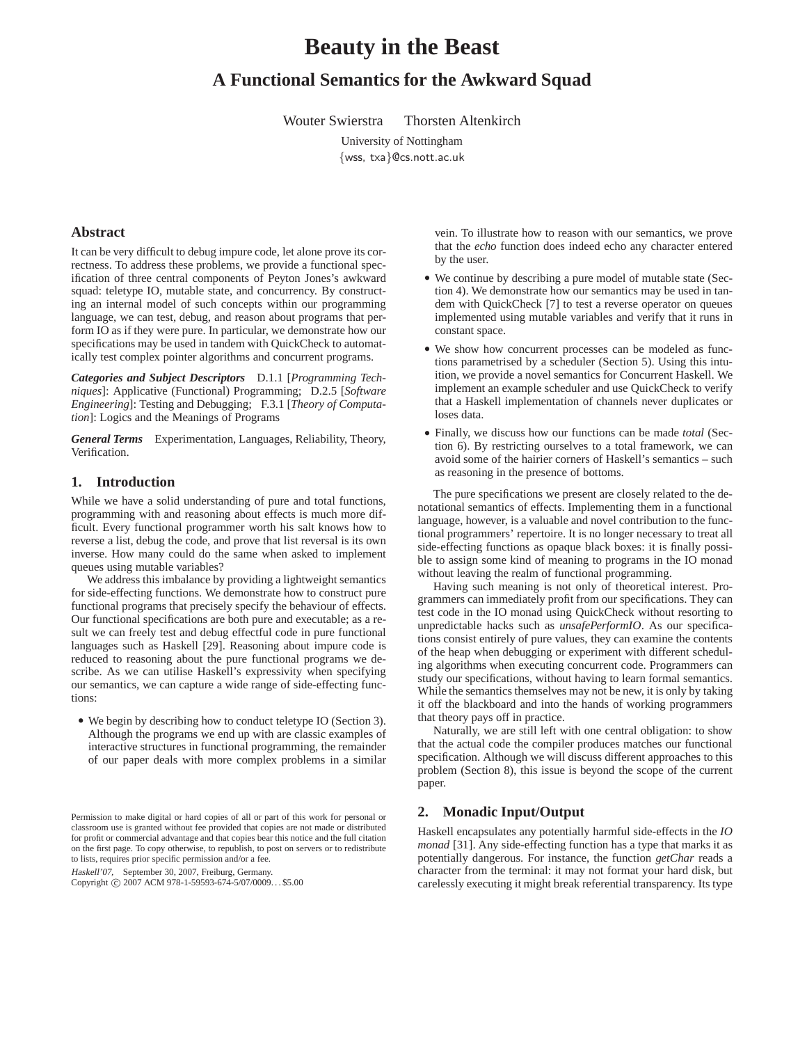# Beauty in the Beast

## A Functional Semantics for the Awkward Squad

Wouter Swierstra Thorsten Altenkirch

University of Nottingham
{wss, txa}@cs.nott.ac.uk

### Abstract

It can be very difficult to debug impure code, let alone prove its correctness. To address these problems, we provide a functional specification of three central components of Peyton Jones's awkward squad: teletype IO, mutable state, and concurrency. By constructing an internal model of such concepts within our programming language, we can test, debug, and reason about programs that perform IO as if they were pure. In particular, we demonstrate how our specifications may be used in tandem with QuickCheck to automatically test complex pointer algorithms and concurrent programs.

***Categories and Subject Descriptors*** D.1.1 [*Programming Techniques*]: Applicative (Functional) Programming; D.2.5 [*Software Engineering*]: Testing and Debugging; F.3.1 [*Theory of Computation*]: Logics and the Meanings of Programs

***General Terms*** Experimentation, Languages, Reliability, Theory, Verification.

## 1. Introduction

While we have a solid understanding of pure and total functions, programming with and reasoning about effects is much more difficult. Every functional programmer worth his salt knows how to reverse a list, debug the code, and prove that list reversal is its own inverse. How many could do the same when asked to implement queues using mutable variables?

We address this imbalance by providing a lightweight semantics for side-effecting functions. We demonstrate how to construct pure functional programs that precisely specify the behaviour of effects. Our functional specifications are both pure and executable; as a result we can freely test and debug effectful code in pure functional languages such as Haskell [29]. Reasoning about impure code is reduced to reasoning about the pure functional programs we describe. As we can utilise Haskell's expressivity when specifying our semantics, we can capture a wide range of side-effecting functions:

- We begin by describing how to conduct teletype IO (Section 3). Although the programs we end up with are classic examples of interactive structures in functional programming, the remainder of our paper deals with more complex problems in a similar vein. To illustrate how to reason with our semantics, we prove that the *echo* function does indeed echo any character entered by the user.
- We continue by describing a pure model of mutable state (Section 4). We demonstrate how our semantics may be used in tandem with QuickCheck [7] to test a reverse operator on queues implemented using mutable variables and verify that it runs in constant space.
- We show how concurrent processes can be modeled as functions parametrised by a scheduler (Section 5). Using this intuition, we provide a novel semantics for Concurrent Haskell. We implement an example scheduler and use QuickCheck to verify that a Haskell implementation of channels never duplicates or loses data.
- Finally, we discuss how our functions can be made *total* (Section 6). By restricting ourselves to a total framework, we can avoid some of the hairier corners of Haskell's semantics – such as reasoning in the presence of bottoms.

The pure specifications we present are closely related to the denotational semantics of effects. Implementing them in a functional language, however, is a valuable and novel contribution to the functional programmers' repertoire. It is no longer necessary to treat all side-effecting functions as opaque black boxes: it is finally possible to assign some kind of meaning to programs in the IO monad without leaving the realm of functional programming.

Having such meaning is not only of theoretical interest. Programmers can immediately profit from our specifications. They can test code in the IO monad using QuickCheck without resorting to unpredictable hacks such as *unsafePerformIO*. As our specifications consist entirely of pure values, they can examine the contents of the heap when debugging or experiment with different scheduling algorithms when executing concurrent code. Programmers can study our specifications, without having to learn formal semantics. While the semantics themselves may not be new, it is only by taking it off the blackboard and into the hands of working programmers that theory pays off in practice.

Naturally, we are still left with one central obligation: to show that the actual code the compiler produces matches our functional specification. Although we will discuss different approaches to this problem (Section 8), this issue is beyond the scope of the current paper.

## 2. Monadic Input/Output

Haskell encapsulates any potentially harmful side-effects in the *IO monad* [31]. Any side-effecting function has a type that marks it as potentially dangerous. For instance, the function *getChar* reads a character from the terminal: it may not format your hard disk, but carelessly executing it might break referential transparency. Its type

Permission to make digital or hard copies of all or part of this work for personal or classroom use is granted without fee provided that copies are not made or distributed for profit or commercial advantage and that copies bear this notice and the full citation on the first page. To copy otherwise, to republish, to post on servers or to redistribute to lists, requires prior specific permission and/or a fee.

*Haskell'07,* September 30, 2007, Freiburg, Germany.
Copyright © 2007 ACM 978-1-59593-674-5/07/0009…$5.00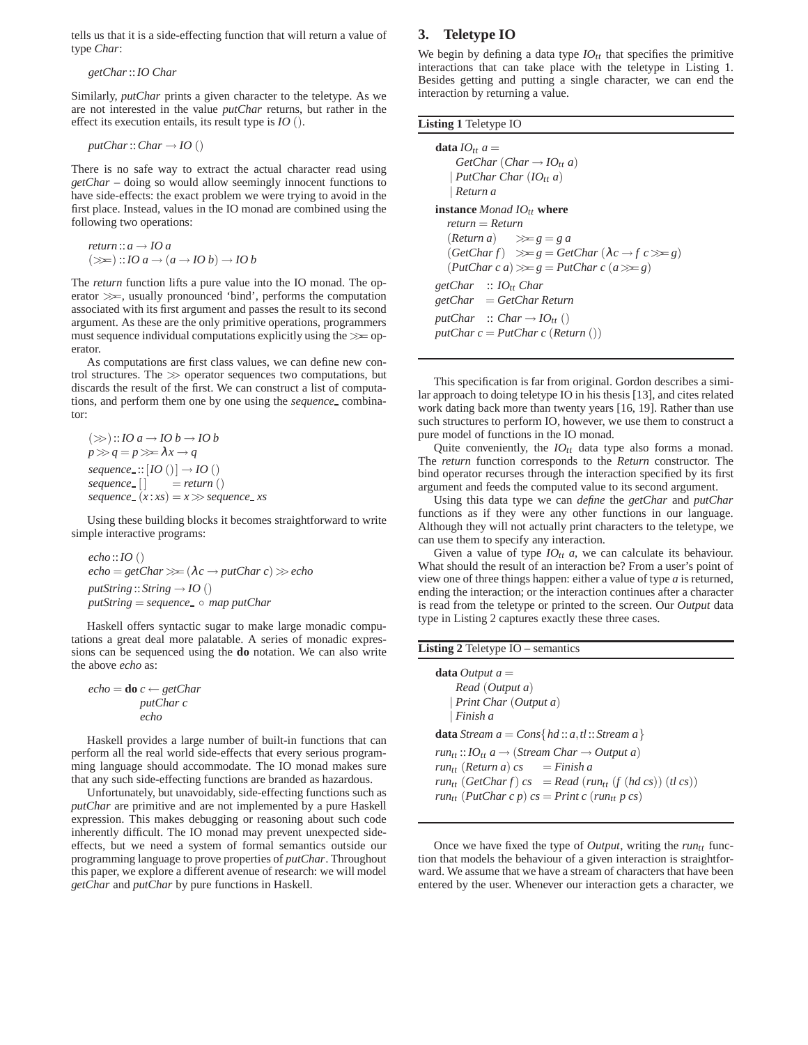tells us that it is a side-effecting function that will return a value of type *Char*:

```
getChar :: IO Char
```

Similarly, *putChar* prints a given character to the teletype. As we are not interested in the value *putChar* returns, but rather in the effect its execution entails, its result type is *IO* ().

```
putChar :: Char → IO ()
```

There is no safe way to extract the actual character read using *getChar* – doing so would allow seemingly innocent functions to have side-effects: the exact problem we were trying to avoid in the first place. Instead, values in the IO monad are combined using the following two operations:

```
return :: a → IO a
(>>=) :: IO a → (a → IO b) → IO b
```

The *return* function lifts a pure value into the IO monad. The operator >>=, usually pronounced 'bind', performs the computation associated with its first argument and passes the result to its second argument. As these are the only primitive operations, programmers must sequence individual computations explicitly using the >>= operator.

As computations are first class values, we can define new control structures. The >> operator sequences two computations, but discards the result of the first. We can construct a list of computations, and perform them one by one using the *sequence_* combinator:

```
(>>) :: IO a → IO b → IO b
p >> q = p >>= λx → q
sequence_ :: [IO ()] → IO ()
sequence_ []       = return ()
sequence_ (x : xs) = x >> sequence_ xs
```

Using these building blocks it becomes straightforward to write simple interactive programs:

```
echo :: IO ()
echo = getChar >>= (λc → putChar c) >> echo
putString :: String → IO ()
putString = sequence_ ∘ map putChar
```

Haskell offers syntactic sugar to make large monadic computations a great deal more palatable. A series of monadic expressions can be sequenced using the **do** notation. We can also write the above *echo* as:

```
echo = do c ← getChar
          putChar c
          echo
```

Haskell provides a large number of built-in functions that can perform all the real world side-effects that every serious programming language should accommodate. The IO monad makes sure that any such side-effecting functions are branded as hazardous.

Unfortunately, but unavoidably, side-effecting functions such as *putChar* are primitive and are not implemented by a pure Haskell expression. This makes debugging or reasoning about such code inherently difficult. The IO monad may prevent unexpected side-effects, but we need a system of formal semantics outside our programming language to prove properties of *putChar*. Throughout this paper, we explore a different avenue of research: we will model *getChar* and *putChar* by pure functions in Haskell.

## 3. Teletype IO

We begin by defining a data type $IO_{tt}$ that specifies the primitive interactions that can take place with the teletype in Listing 1. Besides getting and putting a single character, we can end the interaction by returning a value.

**Listing 1** Teletype IO

```
data IO_tt a =
    GetChar (Char → IO_tt a)
  | PutChar Char (IO_tt a)
  | Return a

instance Monad IO_tt where
  return = Return
  (Return a)    >>= g = g a
  (GetChar f)   >>= g = GetChar (λc → f c >>= g)
  (PutChar c a) >>= g = PutChar c (a >>= g)

getChar   :: IO_tt Char
getChar   = GetChar Return
putChar   :: Char → IO_tt ()
putChar c = PutChar c (Return ())
```

This specification is far from original. Gordon describes a similar approach to doing teletype IO in his thesis [13], and cites related work dating back more than twenty years [16, 19]. Rather than use such structures to perform IO, however, we use them to construct a pure model of functions in the IO monad.

Quite conveniently, the $IO_{tt}$ data type also forms a monad. The *return* function corresponds to the *Return* constructor. The bind operator recurses through the interaction specified by its first argument and feeds the computed value to its second argument.

Using this data type we can *define* the *getChar* and *putChar* functions as if they were any other functions in our language. Although they will not actually print characters to the teletype, we can use them to specify any interaction.

Given a value of type $IO_{tt}$ *a*, we can calculate its behaviour. What should the result of an interaction be? From a user's point of view one of three things happen: either a value of type *a* is returned, ending the interaction; or the interaction continues after a character is read from the teletype or printed to the screen. Our *Output* data type in Listing 2 captures exactly these three cases.

**Listing 2** Teletype IO – semantics

```
data Output a =
    Read (Output a)
  | Print Char (Output a)
  | Finish a

data Stream a = Cons{hd :: a, tl :: Stream a}

run_tt :: IO_tt a → (Stream Char → Output a)
run_tt (Return a) cs    = Finish a
run_tt (GetChar f) cs   = Read (run_tt (f (hd cs)) (tl cs))
run_tt (PutChar c p) cs = Print c (run_tt p cs)
```

Once we have fixed the type of *Output*, writing the $run_{tt}$ function that models the behaviour of a given interaction is straightforward. We assume that we have a stream of characters that have been entered by the user. Whenever our interaction gets a character, we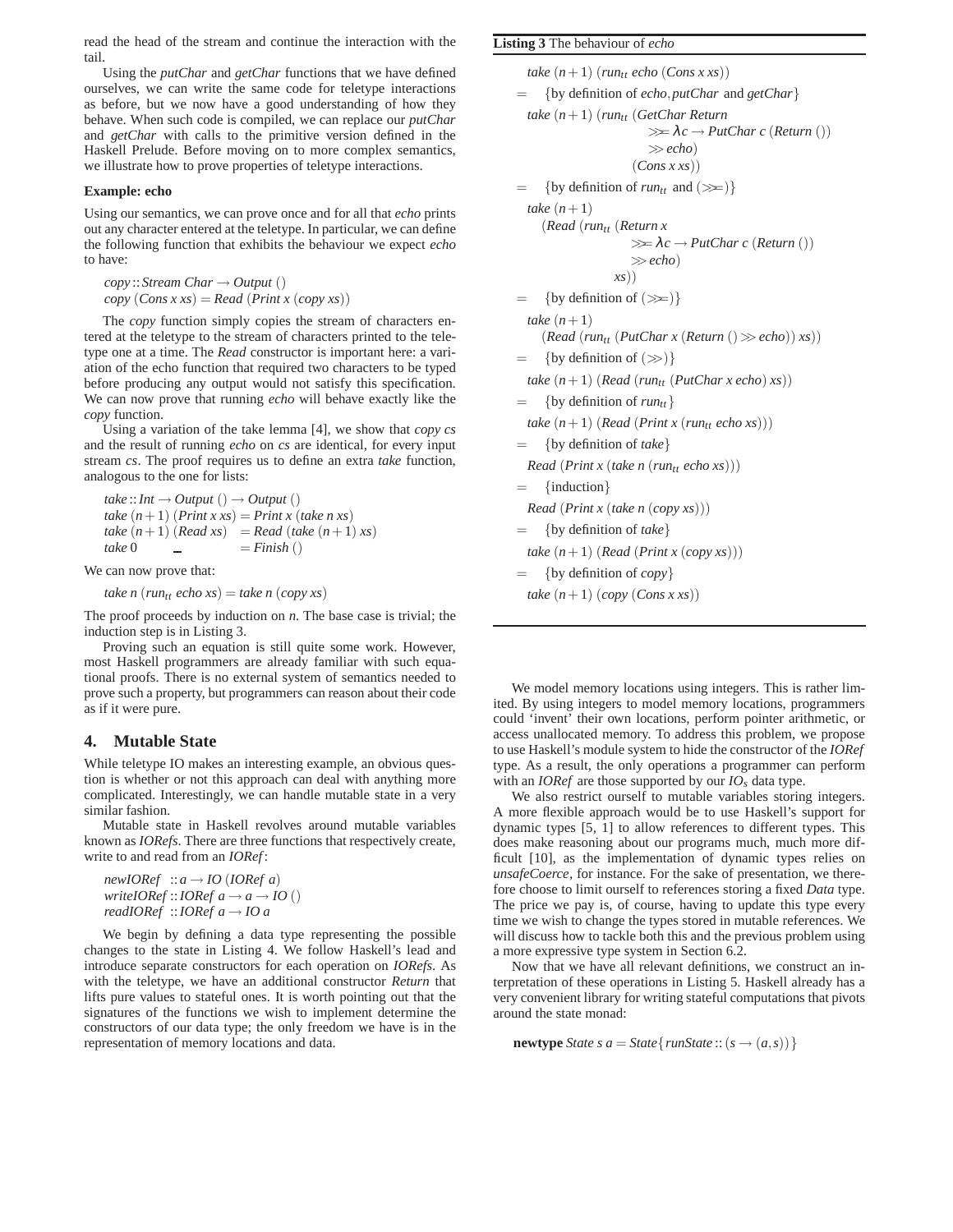read the head of the stream and continue the interaction with the tail.

Using the *putChar* and *getChar* functions that we have defined ourselves, we can write the same code for teletype interactions as before, but we now have a good understanding of how they behave. When such code is compiled, we can replace our *putChar* and *getChar* with calls to the primitive version defined in the Haskell Prelude. Before moving on to more complex semantics, we illustrate how to prove properties of teletype interactions.

**Example: echo**

Using our semantics, we can prove once and for all that *echo* prints out any character entered at the teletype. In particular, we can define the following function that exhibits the behaviour we expect *echo* to have:

```
copy :: Stream Char → Output ()
copy (Cons x xs) = Read (Print x (copy xs))
```

The *copy* function simply copies the stream of characters entered at the teletype to the stream of characters printed to the teletype one at a time. The *Read* constructor is important here: a variation of the echo function that required two characters to be typed before producing any output would not satisfy this specification. We can now prove that running *echo* will behave exactly like the *copy* function.

Using a variation of the take lemma [4], we show that *copy cs* and the result of running *echo* on *cs* are identical, for every input stream *cs*. The proof requires us to define an extra *take* function, analogous to the one for lists:

```
take :: Int → Output () → Output ()
take (n+1) (Print x xs) = Print x (take n xs)
take (n+1) (Read xs)    = Read (take (n+1) xs)
take 0     _            = Finish ()
```

We can now prove that:

$$take\ n\ (run_{tt}\ echo\ xs) = take\ n\ (copy\ xs)$$

The proof proceeds by induction on *n*. The base case is trivial; the induction step is in Listing 3.

Proving such an equation is still quite some work. However, most Haskell programmers are already familiar with such equational proofs. There is no external system of semantics needed to prove such a property, but programmers can reason about their code as if it were pure.

**Listing 3** The behaviour of *echo*

```
  take (n+1) (run_tt echo (Cons x xs))
=   {by definition of echo, putChar and getChar}
  take (n+1) (run_tt (GetChar Return
                        >>= λc → PutChar c (Return ())
                        >> echo)
                     (Cons x xs))
=   {by definition of run_tt and (>>=)}
  take (n+1)
    (Read (run_tt (Return x
                     >>= λc → PutChar c (Return ())
                     >> echo)
                  xs))
=   {by definition of (>>=)}
  take (n+1)
    (Read (run_tt (PutChar x (Return () >> echo)) xs))
=   {by definition of (>>)}
  take (n+1) (Read (run_tt (PutChar x echo) xs))
=   {by definition of run_tt}
  take (n+1) (Read (Print x (run_tt echo xs)))
=   {by definition of take}
  Read (Print x (take n (run_tt echo xs)))
=   {induction}
  Read (Print x (take n (copy xs)))
=   {by definition of take}
  take (n+1) (Read (Print x (copy xs)))
=   {by definition of copy}
  take (n+1) (copy (Cons x xs))
```

## 4. Mutable State

While teletype IO makes an interesting example, an obvious question is whether or not this approach can deal with anything more complicated. Interestingly, we can handle mutable state in a very similar fashion.

Mutable state in Haskell revolves around mutable variables known as *IORefs*. There are three functions that respectively create, write to and read from an *IORef*:

```
newIORef   :: a → IO (IORef a)
writeIORef :: IORef a → a → IO ()
readIORef  :: IORef a → IO a
```

We begin by defining a data type representing the possible changes to the state in Listing 4. We follow Haskell's lead and introduce separate constructors for each operation on *IORefs*. As with the teletype, we have an additional constructor *Return* that lifts pure values to stateful ones. It is worth pointing out that the signatures of the functions we wish to implement determine the constructors of our data type; the only freedom we have is in the representation of memory locations and data.

We model memory locations using integers. This is rather limited. By using integers to model memory locations, programmers could 'invent' their own locations, perform pointer arithmetic, or access unallocated memory. To address this problem, we propose to use Haskell's module system to hide the constructor of the *IORef* type. As a result, the only operations a programmer can perform with an *IORef* are those supported by our $IO_s$ data type.

We also restrict ourself to mutable variables storing integers. A more flexible approach would be to use Haskell's support for dynamic types [5, 1] to allow references to different types. This does make reasoning about our programs much, much more difficult [10], as the implementation of dynamic types relies on *unsafeCoerce*, for instance. For the sake of presentation, we therefore choose to limit ourself to references storing a fixed *Data* type. The price we pay is, of course, having to update this type every time we wish to change the types stored in mutable references. We will discuss how to tackle both this and the previous problem using a more expressive type system in Section 6.2.

Now that we have all relevant definitions, we construct an interpretation of these operations in Listing 5. Haskell already has a very convenient library for writing stateful computations that pivots around the state monad:

```
newtype State s a = State {runState :: (s → (a, s))}
```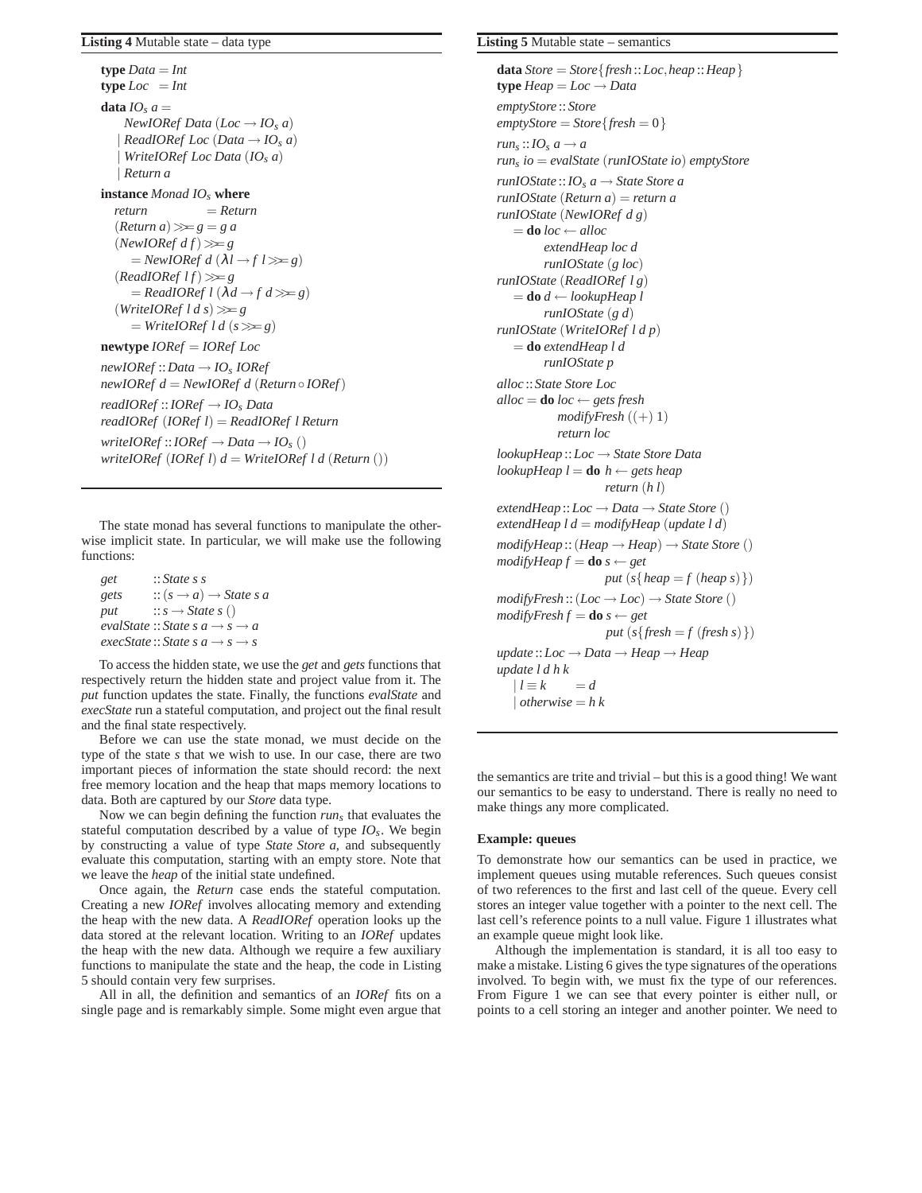**Listing 4** Mutable state – data type

```
type Data = Int
type Loc  = Int

data IO_s a =
    NewIORef Data (Loc → IO_s a)
  | ReadIORef Loc (Data → IO_s a)
  | WriteIORef Loc Data (IO_s a)
  | Return a

instance Monad IO_s where
  return              = Return
  (Return a) >>= g = g a
  (NewIORef d f) >>= g
    = NewIORef d (λl → f l >>= g)
  (ReadIORef l f) >>= g
    = ReadIORef l (λd → f d >>= g)
  (WriteIORef l d s) >>= g
    = WriteIORef l d (s >>= g)

newtype IORef = IORef Loc

newIORef :: Data → IO_s IORef
newIORef d = NewIORef d (Return ∘ IORef)

readIORef :: IORef → IO_s Data
readIORef (IORef l) = ReadIORef l Return

writeIORef :: IORef → Data → IO_s ()
writeIORef (IORef l) d = WriteIORef l d (Return ())
```

The state monad has several functions to manipulate the otherwise implicit state. In particular, we will make use the following functions:

```
get       :: State s s
gets      :: (s → a) → State s a
put       :: s → State s ()
evalState :: State s a → s → a
execState :: State s a → s → s
```

To access the hidden state, we use the *get* and *gets* functions that respectively return the hidden state and project value from it. The *put* function updates the state. Finally, the functions *evalState* and *execState* run a stateful computation, and project out the final result and the final state respectively.

Before we can use the state monad, we must decide on the type of the state *s* that we wish to use. In our case, there are two important pieces of information the state should record: the next free memory location and the heap that maps memory locations to data. Both are captured by our *Store* data type.

Now we can begin defining the function $run_s$ that evaluates the stateful computation described by a value of type $IO_s$. We begin by constructing a value of type *State Store a*, and subsequently evaluate this computation, starting with an empty store. Note that we leave the *heap* of the initial state undefined.

Once again, the *Return* case ends the stateful computation. Creating a new *IORef* involves allocating memory and extending the heap with the new data. A *ReadIORef* operation looks up the data stored at the relevant location. Writing to an *IORef* updates the heap with the new data. Although we require a few auxiliary functions to manipulate the state and the heap, the code in Listing 5 should contain very few surprises.

All in all, the definition and semantics of an *IORef* fits on a single page and is remarkably simple. Some might even argue that

**Listing 5** Mutable state – semantics

```
data Store = Store{fresh :: Loc, heap :: Heap}
type Heap = Loc → Data

emptyStore :: Store
emptyStore = Store{fresh = 0}

run_s :: IO_s a → a
run_s io = evalState (runIOState io) emptyStore

runIOState :: IO_s a → State Store a
runIOState (Return a) = return a
runIOState (NewIORef d g)
  = do loc ← alloc
       extendHeap loc d
       runIOState (g loc)
runIOState (ReadIORef l g)
  = do d ← lookupHeap l
       runIOState (g d)
runIOState (WriteIORef l d p)
  = do extendHeap l d
       runIOState p

alloc :: State Store Loc
alloc = do loc ← gets fresh
           modifyFresh ((+) 1)
           return loc

lookupHeap :: Loc → State Store Data
lookupHeap l = do h ← gets heap
                  return (h l)

extendHeap :: Loc → Data → State Store ()
extendHeap l d = modifyHeap (update l d)

modifyHeap :: (Heap → Heap) → State Store ()
modifyHeap f = do s ← get
                  put (s{heap = f (heap s)})

modifyFresh :: (Loc → Loc) → State Store ()
modifyFresh f = do s ← get
                   put (s{fresh = f (fresh s)})

update :: Loc → Data → Heap → Heap
update l d h k
  | l ≡ k      = d
  | otherwise = h k
```

the semantics are trite and trivial – but this is a good thing! We want our semantics to be easy to understand. There is really no need to make things any more complicated.

**Example: queues**

To demonstrate how our semantics can be used in practice, we implement queues using mutable references. Such queues consist of two references to the first and last cell of the queue. Every cell stores an integer value together with a pointer to the next cell. The last cell's reference points to a null value. Figure 1 illustrates what an example queue might look like.

Although the implementation is standard, it is all too easy to make a mistake. Listing 6 gives the type signatures of the operations involved. To begin with, we must fix the type of our references. From Figure 1 we can see that every pointer is either null, or points to a cell storing an integer and another pointer. We need to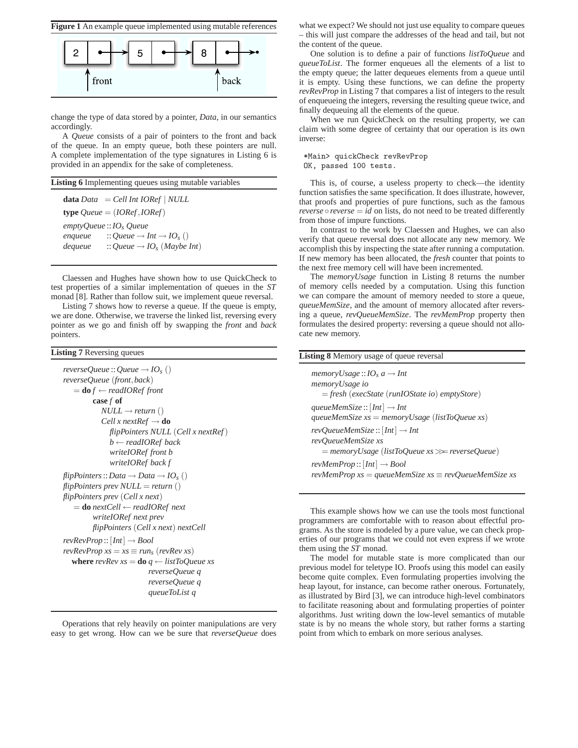**Figure 1** An example queue implemented using mutable references

2 → 5 → 8 →

front

back

change the type of data stored by a pointer, *Data*, in our semantics accordingly.

A *Queue* consists of a pair of pointers to the front and back of the queue. In an empty queue, both these pointers are null. A complete implementation of the type signatures in Listing 6 is provided in an appendix for the sake of completeness.

**Listing 6** Implementing queues using mutable variables

```
data Data  = Cell Int IORef | NULL
type Queue = (IORef, IORef)
emptyQueue :: IOs Queue
enqueue    :: Queue → Int → IOs ()
dequeue    :: Queue → IOs (Maybe Int)
```

Claessen and Hughes have shown how to use QuickCheck to test properties of a similar implementation of queues in the *ST* monad [8]. Rather than follow suit, we implement queue reversal.

Listing 7 shows how to reverse a queue. If the queue is empty, we are done. Otherwise, we traverse the linked list, reversing every pointer as we go and finish off by swapping the *front* and *back* pointers.

**Listing 7** Reversing queues

```
reverseQueue :: Queue → IOs ()
reverseQueue (front, back)
  = do f ← readIORef front
       case f of
         NULL → return ()
         Cell x nextRef → do
           flipPointers NULL (Cell x nextRef)
           b ← readIORef back
           writeIORef front b
           writeIORef back f
flipPointers :: Data → Data → IOs ()
flipPointers prev NULL = return ()
flipPointers prev (Cell x next)
  = do nextCell ← readIORef next
       writeIORef next prev
       flipPointers (Cell x next) nextCell
revRevProp :: [Int] → Bool
revRevProp xs = xs ≡ runs (revRev xs)
  where revRev xs = do q ← listToQueue xs
                       reverseQueue q
                       reverseQueue q
                       queueToList q
```

Operations that rely heavily on pointer manipulations are very easy to get wrong. How can we be sure that *reverseQueue* does what we expect? We should not just use equality to compare queues – this will just compare the addresses of the head and tail, but not the content of the queue.

One solution is to define a pair of functions *listToQueue* and *queueToList*. The former enqueues all the elements of a list to the empty queue; the latter dequeues elements from a queue until it is empty. Using these functions, we can define the property *revRevProp* in Listing 7 that compares a list of integers to the result of enqueueing the integers, reversing the resulting queue twice, and finally dequeuing all the elements of the queue.

When we run QuickCheck on the resulting property, we can claim with some degree of certainty that our operation is its own inverse:

```
*Main> quickCheck revRevProp
OK, passed 100 tests.
```

This is, of course, a useless property to check—the identity function satisfies the same specification. It does illustrate, however, that proofs and properties of pure functions, such as the famous $reverse \circ reverse = id$ on lists, do not need to be treated differently from those of impure functions.

In contrast to the work by Claessen and Hughes, we can also verify that queue reversal does not allocate any new memory. We accomplish this by inspecting the state after running a computation. If new memory has been allocated, the *fresh* counter that points to the next free memory cell will have been incremented.

The *memoryUsage* function in Listing 8 returns the number of memory cells needed by a computation. Using this function we can compare the amount of memory needed to store a queue, *queueMemSize*, and the amount of memory allocated after reversing a queue, *revQueueMemSize*. The *revMemProp* property then formulates the desired property: reversing a queue should not allocate new memory.

**Listing 8** Memory usage of queue reversal

```
memoryUsage :: IOs a → Int
memoryUsage io
  = fresh (execState (runIOState io) emptyStore)
queueMemSize :: [Int] → Int
queueMemSize xs = memoryUsage (listToQueue xs)
revQueueMemSize :: [Int] → Int
revQueueMemSize xs
  = memoryUsage (listToQueue xs >>= reverseQueue)
revMemProp :: [Int] → Bool
revMemProp xs = queueMemSize xs ≡ revQueueMemSize xs
```

This example shows how we can use the tools most functional programmers are comfortable with to reason about effectful programs. As the store is modeled by a pure value, we can check properties of our programs that we could not even express if we wrote them using the *ST* monad.

The model for mutable state is more complicated than our previous model for teletype IO. Proofs using this model can easily become quite complex. Even formulating properties involving the heap layout, for instance, can become rather onerous. Fortunately, as illustrated by Bird [3], we can introduce high-level combinators to facilitate reasoning about and formulating properties of pointer algorithms. Just writing down the low-level semantics of mutable state is by no means the whole story, but rather forms a starting point from which to embark on more serious analyses.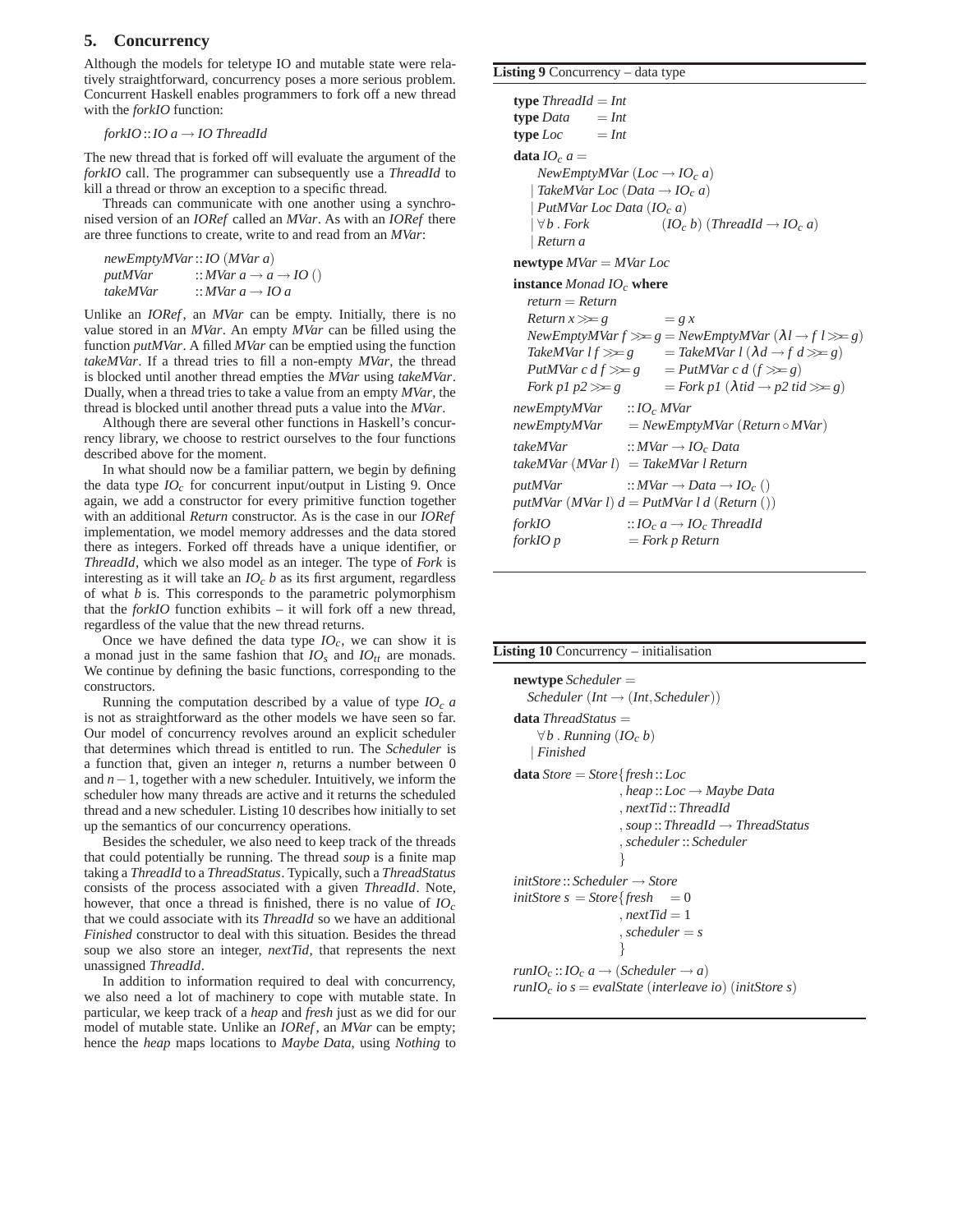## 5. Concurrency

Although the models for teletype IO and mutable state were relatively straightforward, concurrency poses a more serious problem. Concurrent Haskell enables programmers to fork off a new thread with the *forkIO* function:

```
forkIO :: IO a → IO ThreadId
```

The new thread that is forked off will evaluate the argument of the *forkIO* call. The programmer can subsequently use a *ThreadId* to kill a thread or throw an exception to a specific thread.

Threads can communicate with one another using a synchronised version of an *IORef* called an *MVar*. As with an *IORef* there are three functions to create, write to and read from an *MVar*:

```
newEmptyMVar :: IO (MVar a)
putMVar      :: MVar a → a → IO ()
takeMVar     :: MVar a → IO a
```

Unlike an *IORef*, an *MVar* can be empty. Initially, there is no value stored in an *MVar*. An empty *MVar* can be filled using the function *putMVar*. A filled *MVar* can be emptied using the function *takeMVar*. If a thread tries to fill a non-empty *MVar*, the thread is blocked until another thread empties the *MVar* using *takeMVar*. Dually, when a thread tries to take a value from an empty *MVar*, the thread is blocked until another thread puts a value into the *MVar*.

Although there are several other functions in Haskell's concurrency library, we choose to restrict ourselves to the four functions described above for the moment.

In what should now be a familiar pattern, we begin by defining the data type $IO_c$ for concurrent input/output in Listing 9. Once again, we add a constructor for every primitive function together with an additional *Return* constructor. As is the case in our *IORef* implementation, we model memory addresses and the data stored there as integers. Forked off threads have a unique identifier, or *ThreadId*, which we also model as an integer. The type of *Fork* is interesting as it will take an $IO_c\ b$ as its first argument, regardless of what $b$ is. This corresponds to the parametric polymorphism that the *forkIO* function exhibits – it will fork off a new thread, regardless of the value that the new thread returns.

Once we have defined the data type $IO_c$, we can show it is a monad just in the same fashion that $IO_s$ and $IO_{tt}$ are monads. We continue by defining the basic functions, corresponding to the constructors.

Running the computation described by a value of type $IO_c\ a$ is not as straightforward as the other models we have seen so far. Our model of concurrency revolves around an explicit scheduler that determines which thread is entitled to run. The *Scheduler* is a function that, given an integer $n$, returns a number between 0 and $n-1$, together with a new scheduler. Intuitively, we inform the scheduler how many threads are active and it returns the scheduled thread and a new scheduler. Listing 10 describes how initially to set up the semantics of our concurrency operations.

Besides the scheduler, we also need to keep track of the threads that could potentially be running. The thread *soup* is a finite map taking a *ThreadId* to a *ThreadStatus*. Typically, such a *ThreadStatus* consists of the process associated with a given *ThreadId*. Note, however, that once a thread is finished, there is no value of $IO_c$ that we could associate with its *ThreadId* so we have an additional *Finished* constructor to deal with this situation. Besides the thread soup we also store an integer, *nextTid*, that represents the next unassigned *ThreadId*.

In addition to information required to deal with concurrency, we also need a lot of machinery to cope with mutable state. In particular, we keep track of a *heap* and *fresh* just as we did for our model of mutable state. Unlike an *IORef*, an *MVar* can be empty; hence the *heap* maps locations to *Maybe Data*, using *Nothing* to

**Listing 9** Concurrency – data type

```
type ThreadId = Int
type Data     = Int
type Loc      = Int

data IOc a =
    NewEmptyMVar (Loc → IOc a)
  | TakeMVar Loc (Data → IOc a)
  | PutMVar Loc Data (IOc a)
  | ∀b . Fork          (IOc b) (ThreadId → IOc a)
  | Return a

newtype MVar = MVar Loc

instance Monad IOc where
  return = Return
  Return x >>= g          = g x
  NewEmptyMVar f >>= g = NewEmptyMVar (λl → f l >>= g)
  TakeMVar l f >>= g     = TakeMVar l (λd → f d >>= g)
  PutMVar c d f >>= g   = PutMVar c d (f >>= g)
  Fork p1 p2 >>= g       = Fork p1 (λtid → p2 tid >>= g)

newEmptyMVar    :: IOc MVar
newEmptyMVar    = NewEmptyMVar (Return ∘ MVar)

takeMVar        :: MVar → IOc Data
takeMVar (MVar l) = TakeMVar l Return

putMVar         :: MVar → Data → IOc ()
putMVar (MVar l) d = PutMVar l d (Return ())

forkIO          :: IOc a → IOc ThreadId
forkIO p        = Fork p Return
```

**Listing 10** Concurrency – initialisation

```
newtype Scheduler =
  Scheduler (Int → (Int, Scheduler))

data ThreadStatus =
    ∀b . Running (IOc b)
  | Finished

data Store = Store{fresh :: Loc
                  , heap :: Loc → Maybe Data
                  , nextTid :: ThreadId
                  , soup :: ThreadId → ThreadStatus
                  , scheduler :: Scheduler
                  }

initStore :: Scheduler → Store
initStore s = Store{fresh    = 0
                   , nextTid = 1
                   , scheduler = s
                   }

runIOc :: IOc a → (Scheduler → a)
runIOc io s = evalState (interleave io) (initStore s)
```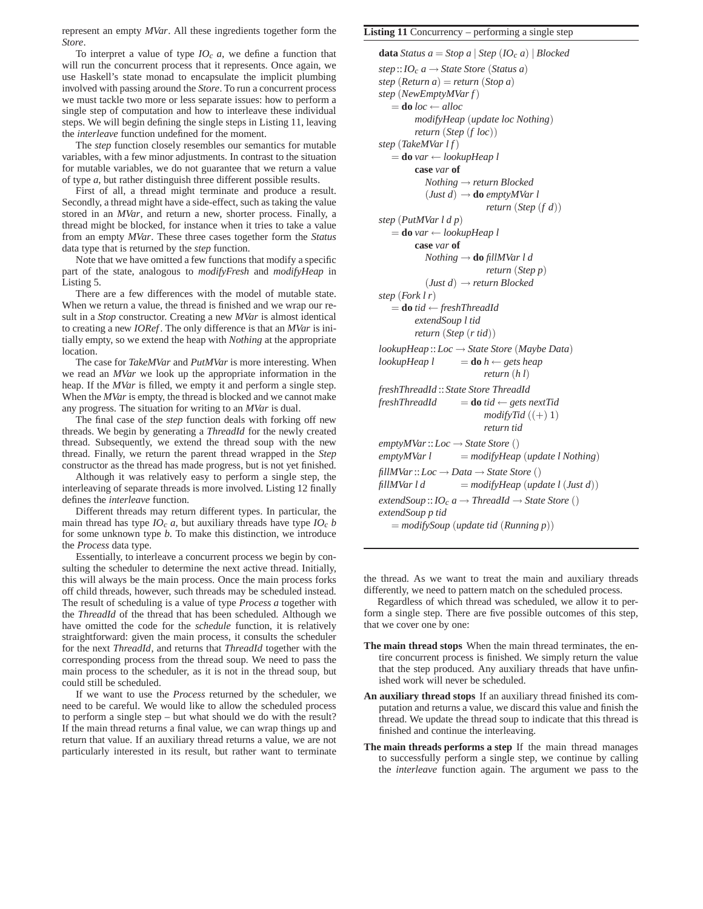represent an empty *MVar*. All these ingredients together form the *Store*.

To interpret a value of type $IO_c\ a$, we define a function that will run the concurrent process that it represents. Once again, we use Haskell's state monad to encapsulate the implicit plumbing involved with passing around the *Store*. To run a concurrent process we must tackle two more or less separate issues: how to perform a single step of computation and how to interleave these individual steps. We will begin defining the single steps in Listing 11, leaving the *interleave* function undefined for the moment.

The *step* function closely resembles our semantics for mutable variables, with a few minor adjustments. In contrast to the situation for mutable variables, we do not guarantee that we return a value of type *a*, but rather distinguish three different possible results.

First of all, a thread might terminate and produce a result. Secondly, a thread might have a side-effect, such as taking the value stored in an *MVar*, and return a new, shorter process. Finally, a thread might be blocked, for instance when it tries to take a value from an empty *MVar*. These three cases together form the *Status* data type that is returned by the *step* function.

Note that we have omitted a few functions that modify a specific part of the state, analogous to *modifyFresh* and *modifyHeap* in Listing 5.

There are a few differences with the model of mutable state. When we return a value, the thread is finished and we wrap our result in a *Stop* constructor. Creating a new *MVar* is almost identical to creating a new *IORef*. The only difference is that an *MVar* is initially empty, so we extend the heap with *Nothing* at the appropriate location.

The case for *TakeMVar* and *PutMVar* is more interesting. When we read an *MVar* we look up the appropriate information in the heap. If the *MVar* is filled, we empty it and perform a single step. When the *MVar* is empty, the thread is blocked and we cannot make any progress. The situation for writing to an *MVar* is dual.

The final case of the *step* function deals with forking off new threads. We begin by generating a *ThreadId* for the newly created thread. Subsequently, we extend the thread soup with the new thread. Finally, we return the parent thread wrapped in the *Step* constructor as the thread has made progress, but is not yet finished.

Although it was relatively easy to perform a single step, the interleaving of separate threads is more involved. Listing 12 finally defines the *interleave* function.

Different threads may return different types. In particular, the main thread has type $IO_c\ a$, but auxiliary threads have type $IO_c\ b$ for some unknown type *b*. To make this distinction, we introduce the *Process* data type.

Essentially, to interleave a concurrent process we begin by consulting the scheduler to determine the next active thread. Initially, this will always be the main process. Once the main process forks off child threads, however, such threads may be scheduled instead. The result of scheduling is a value of type *Process a* together with the *ThreadId* of the thread that has been scheduled. Although we have omitted the code for the *schedule* function, it is relatively straightforward: given the main process, it consults the scheduler for the next *ThreadId*, and returns that *ThreadId* together with the corresponding process from the thread soup. We need to pass the main process to the scheduler, as it is not in the thread soup, but could still be scheduled.

If we want to use the *Process* returned by the scheduler, we need to be careful. We would like to allow the scheduled process to perform a single step – but what should we do with the result? If the main thread returns a final value, we can wrap things up and return that value. If an auxiliary thread returns a value, we are not particularly interested in its result, but rather want to terminate the thread. As we want to treat the main and auxiliary threads differently, we need to pattern match on the scheduled process.

Regardless of which thread was scheduled, we allow it to perform a single step. There are five possible outcomes of this step, that we cover one by one:

**The main thread stops** When the main thread terminates, the entire concurrent process is finished. We simply return the value that the step produced. Any auxiliary threads that have unfinished work will never be scheduled.

**An auxiliary thread stops** If an auxiliary thread finished its computation and returns a value, we discard this value and finish the thread. We update the thread soup to indicate that this thread is finished and continue the interleaving.

**The main threads performs a step** If the main thread manages to successfully perform a single step, we continue by calling the *interleave* function again. The argument we pass to the

**Listing 11** Concurrency – performing a single step

```
data Status a = Stop a | Step (IO_c a) | Blocked

step :: IO_c a → State Store (Status a)
step (Return a) = return (Stop a)
step (NewEmptyMVar f)
  = do loc ← alloc
       modifyHeap (update loc Nothing)
       return (Step (f loc))
step (TakeMVar l f)
  = do var ← lookupHeap l
       case var of
         Nothing → return Blocked
         (Just d) → do emptyMVar l
                       return (Step (f d))
step (PutMVar l d p)
  = do var ← lookupHeap l
       case var of
         Nothing → do fillMVar l d
                      return (Step p)
         (Just d) → return Blocked
step (Fork l r)
  = do tid ← freshThreadId
       extendSoup l tid
       return (Step (r tid))

lookupHeap :: Loc → State Store (Maybe Data)
lookupHeap l      = do h ← gets heap
                       return (h l)

freshThreadId :: State Store ThreadId
freshThreadId     = do tid ← gets nextTid
                       modifyTid ((+) 1)
                       return tid

emptyMVar :: Loc → State Store ()
emptyMVar l       = modifyHeap (update l Nothing)

fillMVar :: Loc → Data → State Store ()
fillMVar l d      = modifyHeap (update l (Just d))

extendSoup :: IO_c a → ThreadId → State Store ()
extendSoup p tid
  = modifySoup (update tid (Running p))
```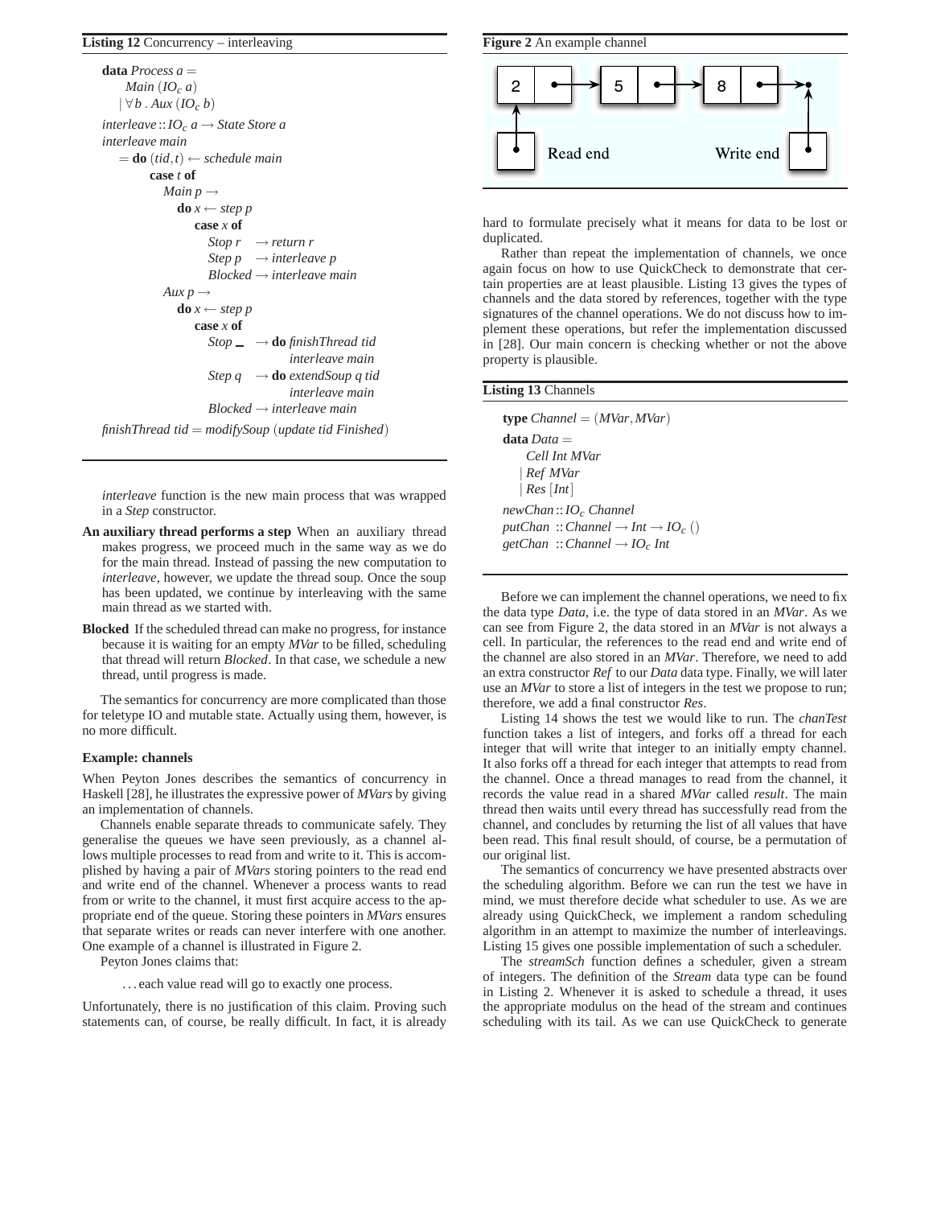**Listing 12** Concurrency – interleaving

```
data Process a =
    Main (IO_c a)
  | ∀ b . Aux (IO_c b)

interleave :: IO_c a → State Store a
interleave main
  = do (tid, t) ← schedule main
       case t of
         Main p →
           do x ← step p
              case x of
                Stop r   → return r
                Step p   → interleave p
                Blocked  → interleave main
         Aux p →
           do x ← step p
              case x of
                Stop _   → do finishThread tid
                                interleave main
                Step q   → do extendSoup q tid
                                interleave main
                Blocked  → interleave main

finishThread tid = modifySoup (update tid Finished)
```

*interleave* function is the new main process that was wrapped in a *Step* constructor.

**An auxiliary thread performs a step** When an auxiliary thread makes progress, we proceed much in the same way as we do for the main thread. Instead of passing the new computation to *interleave*, however, we update the thread soup. Once the soup has been updated, we continue by interleaving with the same main thread as we started with.

**Blocked** If the scheduled thread can make no progress, for instance because it is waiting for an empty *MVar* to be filled, scheduling that thread will return *Blocked*. In that case, we schedule a new thread, until progress is made.

The semantics for concurrency are more complicated than those for teletype IO and mutable state. Actually using them, however, is no more difficult.

**Example: channels**

When Peyton Jones describes the semantics of concurrency in Haskell [28], he illustrates the expressive power of *MVars* by giving an implementation of channels.

Channels enable separate threads to communicate safely. They generalise the queues we have seen previously, as a channel allows multiple processes to read from and write to it. This is accomplished by having a pair of *MVars* storing pointers to the read end and write end of the channel. Whenever a process wants to read from or write to the channel, it must first acquire access to the appropriate end of the queue. Storing these pointers in *MVars* ensures that separate writes or reads can never interfere with one another. One example of a channel is illustrated in Figure 2.

Peyton Jones claims that:

> ...each value read will go to exactly one process.

Unfortunately, there is no justification of this claim. Proving such statements can, of course, be really difficult. In fact, it is already hard to formulate precisely what it means for data to be lost or duplicated.

**Figure 2** An example channel

Rather than repeat the implementation of channels, we once again focus on how to use QuickCheck to demonstrate that certain properties are at least plausible. Listing 13 gives the types of channels and the data stored by references, together with the type signatures of the channel operations. We do not discuss how to implement these operations, but refer the implementation discussed in [28]. Our main concern is checking whether or not the above property is plausible.

**Listing 13** Channels

```
type Channel = (MVar, MVar)

data Data =
    Cell Int MVar
  | Ref MVar
  | Res [Int]

newChan :: IO_c Channel
putChan :: Channel → Int → IO_c ()
getChan :: Channel → IO_c Int
```

Before we can implement the channel operations, we need to fix the data type *Data*, i.e. the type of data stored in an *MVar*. As we can see from Figure 2, the data stored in an *MVar* is not always a cell. In particular, the references to the read end and write end of the channel are also stored in an *MVar*. Therefore, we need to add an extra constructor *Ref* to our *Data* data type. Finally, we will later use an *MVar* to store a list of integers in the test we propose to run; therefore, we add a final constructor *Res*.

Listing 14 shows the test we would like to run. The *chanTest* function takes a list of integers, and forks off a thread for each integer that will write that integer to an initially empty channel. It also forks off a thread for each integer that attempts to read from the channel. Once a thread manages to read from the channel, it records the value read in a shared *MVar* called *result*. The main thread then waits until every thread has successfully read from the channel, and concludes by returning the list of all values that have been read. This final result should, of course, be a permutation of our original list.

The semantics of concurrency we have presented abstracts over the scheduling algorithm. Before we can run the test we have in mind, we must therefore decide what scheduler to use. As we are already using QuickCheck, we implement a random scheduling algorithm in an attempt to maximize the number of interleavings. Listing 15 gives one possible implementation of such a scheduler.

The *streamSch* function defines a scheduler, given a stream of integers. The definition of the *Stream* data type can be found in Listing 2. Whenever it is asked to schedule a thread, it uses the appropriate modulus on the head of the stream and continues scheduling with its tail. As we can use QuickCheck to generate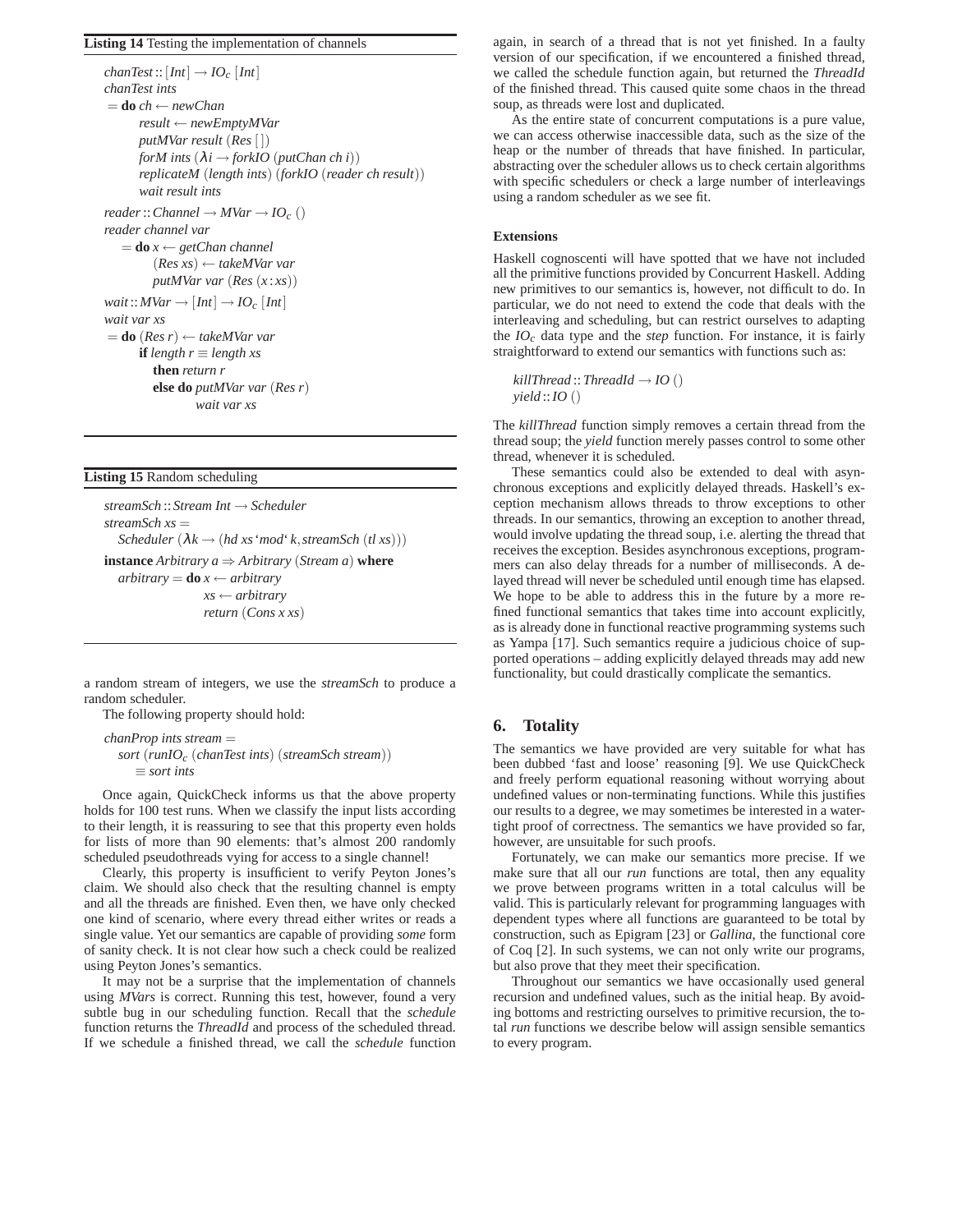**Listing 14** Testing the implementation of channels

```
chanTest :: [Int] → IO_c [Int]
chanTest ints
  = do ch ← newChan
       result ← newEmptyMVar
       putMVar result (Res [])
       forM ints (λi → forkIO (putChan ch i))
       replicateM (length ints) (forkIO (reader ch result))
       wait result ints

reader :: Channel → MVar → IO_c ()
reader channel var
  = do x ← getChan channel
       (Res xs) ← takeMVar var
       putMVar var (Res (x : xs))

wait :: MVar → [Int] → IO_c [Int]
wait var xs
  = do (Res r) ← takeMVar var
       if length r ≡ length xs
         then return r
         else do putMVar var (Res r)
                 wait var xs
```

**Listing 15** Random scheduling

```
streamSch :: Stream Int → Scheduler
streamSch xs =
  Scheduler (λk → (hd xs `mod` k, streamSch (tl xs)))

instance Arbitrary a ⇒ Arbitrary (Stream a) where
  arbitrary = do x ← arbitrary
                 xs ← arbitrary
                 return (Cons x xs)
```

a random stream of integers, we use the *streamSch* to produce a random scheduler.

The following property should hold:

```
chanProp ints stream =
  sort (runIO_c (chanTest ints) (streamSch stream))
    ≡ sort ints
```

Once again, QuickCheck informs us that the above property holds for 100 test runs. When we classify the input lists according to their length, it is reassuring to see that this property even holds for lists of more than 90 elements: that's almost 200 randomly scheduled pseudothreads vying for access to a single channel!

Clearly, this property is insufficient to verify Peyton Jones's claim. We should also check that the resulting channel is empty and all the threads are finished. Even then, we have only checked one kind of scenario, where every thread either writes or reads a single value. Yet our semantics are capable of providing *some* form of sanity check. It is not clear how such a check could be realized using Peyton Jones's semantics.

It may not be a surprise that the implementation of channels using *MVars* is correct. Running this test, however, found a very subtle bug in our scheduling function. Recall that the *schedule* function returns the *ThreadId* and process of the scheduled thread. If we schedule a finished thread, we call the *schedule* function again, in search of a thread that is not yet finished. In a faulty version of our specification, if we encountered a finished thread, we called the schedule function again, but returned the *ThreadId* of the finished thread. This caused quite some chaos in the thread soup, as threads were lost and duplicated.

As the entire state of concurrent computations is a pure value, we can access otherwise inaccessible data, such as the size of the heap or the number of threads that have finished. In particular, abstracting over the scheduler allows us to check certain algorithms with specific schedulers or check a large number of interleavings using a random scheduler as we see fit.

#### Extensions

Haskell cognoscenti will have spotted that we have not included all the primitive functions provided by Concurrent Haskell. Adding new primitives to our semantics is, however, not difficult to do. In particular, we do not need to extend the code that deals with the interleaving and scheduling, but can restrict ourselves to adapting the $IO_c$ data type and the *step* function. For instance, it is fairly straightforward to extend our semantics with functions such as:

```
killThread :: ThreadId → IO ()
yield :: IO ()
```

The *killThread* function simply removes a certain thread from the thread soup; the *yield* function merely passes control to some other thread, whenever it is scheduled.

These semantics could also be extended to deal with asynchronous exceptions and explicitly delayed threads. Haskell's exception mechanism allows threads to throw exceptions to other threads. In our semantics, throwing an exception to another thread, would involve updating the thread soup, i.e. alerting the thread that receives the exception. Besides asynchronous exceptions, programmers can also delay threads for a number of milliseconds. A delayed thread will never be scheduled until enough time has elapsed. We hope to be able to address this in the future by a more refined functional semantics that takes time into account explicitly, as is already done in functional reactive programming systems such as Yampa [17]. Such semantics require a judicious choice of supported operations – adding explicitly delayed threads may add new functionality, but could drastically complicate the semantics.

## 6. Totality

The semantics we have provided are very suitable for what has been dubbed 'fast and loose' reasoning [9]. We use QuickCheck and freely perform equational reasoning without worrying about undefined values or non-terminating functions. While this justifies our results to a degree, we may sometimes be interested in a watertight proof of correctness. The semantics we have provided so far, however, are unsuitable for such proofs.

Fortunately, we can make our semantics more precise. If we make sure that all our *run* functions are total, then any equality we prove between programs written in a total calculus will be valid. This is particularly relevant for programming languages with dependent types where all functions are guaranteed to be total by construction, such as Epigram [23] or *Gallina*, the functional core of Coq [2]. In such systems, we can not only write our programs, but also prove that they meet their specification.

Throughout our semantics we have occasionally used general recursion and undefined values, such as the initial heap. By avoiding bottoms and restricting ourselves to primitive recursion, the total *run* functions we describe below will assign sensible semantics to every program.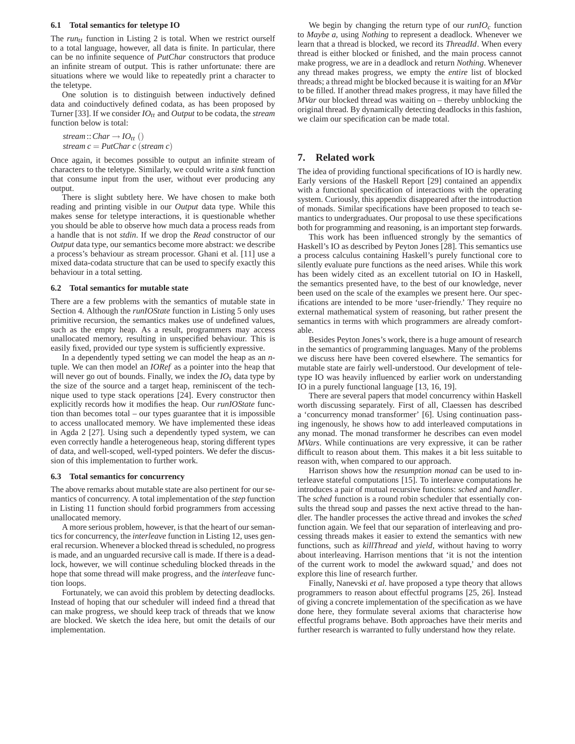### 6.1 Total semantics for teletype IO

The $run_{tt}$ function in Listing 2 is total. When we restrict ourself to a total language, however, all data is finite. In particular, there can be no infinite sequence of *PutChar* constructors that produce an infinite stream of output. This is rather unfortunate: there are situations where we would like to repeatedly print a character to the teletype.

One solution is to distinguish between inductively defined data and coinductively defined codata, as has been proposed by Turner [33]. If we consider $IO_{tt}$ and *Output* to be codata, the *stream* function below is total:

$$
\begin{aligned}
&stream :: Char \rightarrow IO_{tt}\ ()\\
&stream\ c = PutChar\ c\ (stream\ c)
\end{aligned}
$$

Once again, it becomes possible to output an infinite stream of characters to the teletype. Similarly, we could write a *sink* function that consume input from the user, without ever producing any output.

There is slight subtlety here. We have chosen to make both reading and printing visible in our *Output* data type. While this makes sense for teletype interactions, it is questionable whether you should be able to observe how much data a process reads from a handle that is not *stdin*. If we drop the *Read* constructor of our *Output* data type, our semantics become more abstract: we describe a process's behaviour as stream processor. Ghani et al. [11] use a mixed data-codata structure that can be used to specify exactly this behaviour in a total setting.

### 6.2 Total semantics for mutable state

There are a few problems with the semantics of mutable state in Section 4. Although the *runIOState* function in Listing 5 only uses primitive recursion, the semantics makes use of undefined values, such as the empty heap. As a result, programmers may access unallocated memory, resulting in unspecified behaviour. This is easily fixed, provided our type system is sufficiently expressive.

In a dependently typed setting we can model the heap as an $n$-tuple. We can then model an *IORef* as a pointer into the heap that will never go out of bounds. Finally, we index the $IO_s$ data type by the size of the source and a target heap, reminiscent of the technique used to type stack operations [24]. Every constructor then explicitly records how it modifies the heap. Our *runIOState* function than becomes total – our types guarantee that it is impossible to access unallocated memory. We have implemented these ideas in Agda 2 [27]. Using such a dependently typed system, we can even correctly handle a heterogeneous heap, storing different types of data, and well-scoped, well-typed pointers. We defer the discussion of this implementation to further work.

### 6.3 Total semantics for concurrency

The above remarks about mutable state are also pertinent for our semantics of concurrency. A total implementation of the *step* function in Listing 11 function should forbid programmers from accessing unallocated memory.

A more serious problem, however, is that the heart of our semantics for concurrency, the *interleave* function in Listing 12, uses general recursion. Whenever a blocked thread is scheduled, no progress is made, and an unguarded recursive call is made. If there is a deadlock, however, we will continue scheduling blocked threads in the hope that some thread will make progress, and the *interleave* function loops.

Fortunately, we can avoid this problem by detecting deadlocks. Instead of hoping that our scheduler will indeed find a thread that can make progress, we should keep track of threads that we know are blocked. We sketch the idea here, but omit the details of our implementation.

We begin by changing the return type of our $runIO_c$ function to *Maybe a*, using *Nothing* to represent a deadlock. Whenever we learn that a thread is blocked, we record its *ThreadId*. When every thread is either blocked or finished, and the main process cannot make progress, we are in a deadlock and return *Nothing*. Whenever any thread makes progress, we empty the *entire* list of blocked threads; a thread might be blocked because it is waiting for an *MVar* to be filled. If another thread makes progress, it may have filled the *MVar* our blocked thread was waiting on – thereby unblocking the original thread. By dynamically detecting deadlocks in this fashion, we claim our specification can be made total.

## 7. Related work

The idea of providing functional specifications of IO is hardly new. Early versions of the Haskell Report [29] contained an appendix with a functional specification of interactions with the operating system. Curiously, this appendix disappeared after the introduction of monads. Similar specifications have been proposed to teach semantics to undergraduates. Our proposal to use these specifications both for programming and reasoning, is an important step forwards.

This work has been influenced strongly by the semantics of Haskell's IO as described by Peyton Jones [28]. This semantics use a process calculus containing Haskell's purely functional core to silently evaluate pure functions as the need arises. While this work has been widely cited as an excellent tutorial on IO in Haskell, the semantics presented have, to the best of our knowledge, never been used on the scale of the examples we present here. Our specifications are intended to be more 'user-friendly.' They require no external mathematical system of reasoning, but rather present the semantics in terms with which programmers are already comfortable.

Besides Peyton Jones's work, there is a huge amount of research in the semantics of programming languages. Many of the problems we discuss here have been covered elsewhere. The semantics for mutable state are fairly well-understood. Our development of teletype IO was heavily influenced by earlier work on understanding IO in a purely functional language [13, 16, 19].

There are several papers that model concurrency within Haskell worth discussing separately. First of all, Claessen has described a 'concurrency monad transformer' [6]. Using continuation passing ingenously, he shows how to add interleaved computations in any monad. The monad transformer he describes can even model *MVars*. While continuations are very expressive, it can be rather difficult to reason about them. This makes it a bit less suitable to reason with, when compared to our approach.

Harrison shows how the *resumption monad* can be used to interleave stateful computations [15]. To interleave computations he introduces a pair of mutual recursive functions: *sched* and *handler*. The *sched* function is a round robin scheduler that essentially consults the thread soup and passes the next active thread to the handler. The handler processes the active thread and invokes the *sched* function again. We feel that our separation of interleaving and processing threads makes it easier to extend the semantics with new functions, such as *killThread* and *yield*, without having to worry about interleaving. Harrison mentions that 'it is not the intention of the current work to model the awkward squad,' and does not explore this line of research further.

Finally, Nanevski *et al.* have proposed a type theory that allows programmers to reason about effectful programs [25, 26]. Instead of giving a concrete implementation of the specification as we have done here, they formulate several axioms that characterise how effectful programs behave. Both approaches have their merits and further research is warranted to fully understand how they relate.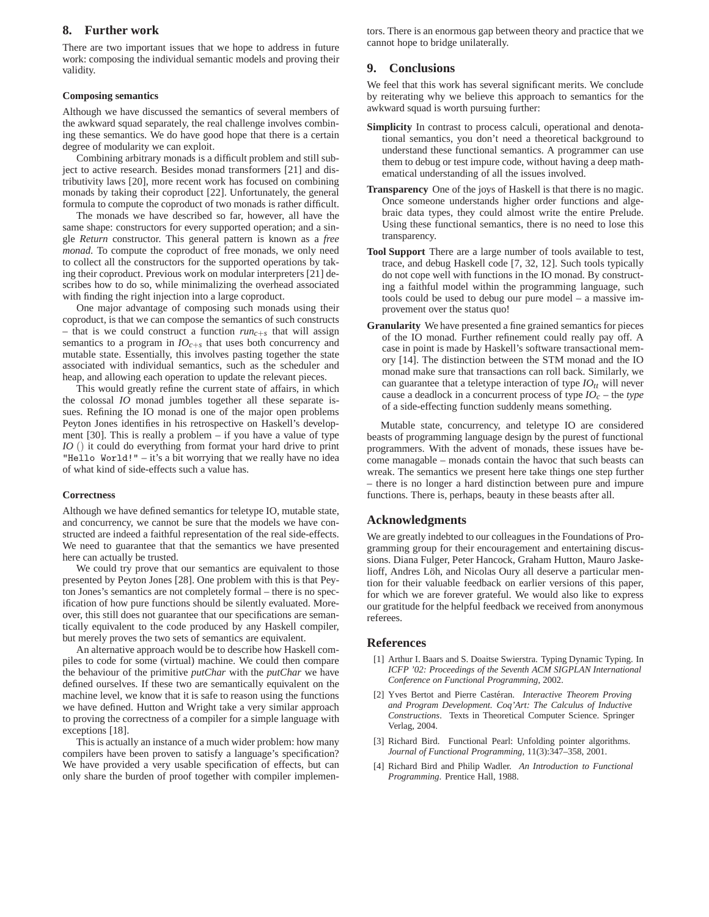## 8. Further work

There are two important issues that we hope to address in future work: composing the individual semantic models and proving their validity.

### Composing semantics

Although we have discussed the semantics of several members of the awkward squad separately, the real challenge involves combining these semantics. We do have good hope that there is a certain degree of modularity we can exploit.

Combining arbitrary monads is a difficult problem and still subject to active research. Besides monad transformers [21] and distributivity laws [20], more recent work has focused on combining monads by taking their coproduct [22]. Unfortunately, the general formula to compute the coproduct of two monads is rather difficult.

The monads we have described so far, however, all have the same shape: constructors for every supported operation; and a single *Return* constructor. This general pattern is known as a *free monad*. To compute the coproduct of free monads, we only need to collect all the constructors for the supported operations by taking their coproduct. Previous work on modular interpreters [21] describes how to do so, while minimalizing the overhead associated with finding the right injection into a large coproduct.

One major advantage of composing such monads using their coproduct, is that we can compose the semantics of such constructs – that is we could construct a function $run_{c+s}$ that will assign semantics to a program in $IO_{c+s}$ that uses both concurrency and mutable state. Essentially, this involves pasting together the state associated with individual semantics, such as the scheduler and heap, and allowing each operation to update the relevant pieces.

This would greatly refine the current state of affairs, in which the colossal *IO* monad jumbles together all these separate issues. Refining the IO monad is one of the major open problems Peyton Jones identifies in his retrospective on Haskell's development [30]. This is really a problem – if you have a value of type *IO* () it could do everything from format your hard drive to print `"Hello World!"` – it's a bit worrying that we really have no idea of what kind of side-effects such a value has.

### Correctness

Although we have defined semantics for teletype IO, mutable state, and concurrency, we cannot be sure that the models we have constructed are indeed a faithful representation of the real side-effects. We need to guarantee that that the semantics we have presented here can actually be trusted.

We could try prove that our semantics are equivalent to those presented by Peyton Jones [28]. One problem with this is that Peyton Jones's semantics are not completely formal – there is no specification of how pure functions should be silently evaluated. Moreover, this still does not guarantee that our specifications are semantically equivalent to the code produced by any Haskell compiler, but merely proves the two sets of semantics are equivalent.

An alternative approach would be to describe how Haskell compiles to code for some (virtual) machine. We could then compare the behaviour of the primitive *putChar* with the *putChar* we have defined ourselves. If these two are semantically equivalent on the machine level, we know that it is safe to reason using the functions we have defined. Hutton and Wright take a very similar approach to proving the correctness of a compiler for a simple language with exceptions [18].

This is actually an instance of a much wider problem: how many compilers have been proven to satisfy a language's specification? We have provided a very usable specification of effects, but can only share the burden of proof together with compiler implementors. There is an enormous gap between theory and practice that we cannot hope to bridge unilaterally.

## 9. Conclusions

We feel that this work has several significant merits. We conclude by reiterating why we believe this approach to semantics for the awkward squad is worth pursuing further:

**Simplicity** In contrast to process calculi, operational and denotational semantics, you don't need a theoretical background to understand these functional semantics. A programmer can use them to debug or test impure code, without having a deep mathematical understanding of all the issues involved.

**Transparency** One of the joys of Haskell is that there is no magic. Once someone understands higher order functions and algebraic data types, they could almost write the entire Prelude. Using these functional semantics, there is no need to lose this transparency.

**Tool Support** There are a large number of tools available to test, trace, and debug Haskell code [7, 32, 12]. Such tools typically do not cope well with functions in the IO monad. By constructing a faithful model within the programming language, such tools could be used to debug our pure model – a massive improvement over the status quo!

**Granularity** We have presented a fine grained semantics for pieces of the IO monad. Further refinement could really pay off. A case in point is made by Haskell's software transactional memory [14]. The distinction between the STM monad and the IO monad make sure that transactions can roll back. Similarly, we can guarantee that a teletype interaction of type $IO_{tt}$ will never cause a deadlock in a concurrent process of type $IO_c$ – the *type* of a side-effecting function suddenly means something.

Mutable state, concurrency, and teletype IO are considered beasts of programming language design by the purest of functional programmers. With the advent of monads, these issues have become managable – monads contain the havoc that such beasts can wreak. The semantics we present here take things one step further – there is no longer a hard distinction between pure and impure functions. There is, perhaps, beauty in these beasts after all.

## Acknowledgments

We are greatly indebted to our colleagues in the Foundations of Programming group for their encouragement and entertaining discussions. Diana Fulger, Peter Hancock, Graham Hutton, Mauro Jaskelioff, Andres Löh, and Nicolas Oury all deserve a particular mention for their valuable feedback on earlier versions of this paper, for which we are forever grateful. We would also like to express our gratitude for the helpful feedback we received from anonymous referees.

## References

[1] Arthur I. Baars and S. Doaitse Swierstra. Typing Dynamic Typing. In *ICFP '02: Proceedings of the Seventh ACM SIGPLAN International Conference on Functional Programming*, 2002.

[2] Yves Bertot and Pierre Castéran. *Interactive Theorem Proving and Program Development. Coq'Art: The Calculus of Inductive Constructions*. Texts in Theoretical Computer Science. Springer Verlag, 2004.

[3] Richard Bird. Functional Pearl: Unfolding pointer algorithms. *Journal of Functional Programming*, 11(3):347–358, 2001.

[4] Richard Bird and Philip Wadler. *An Introduction to Functional Programming*. Prentice Hall, 1988.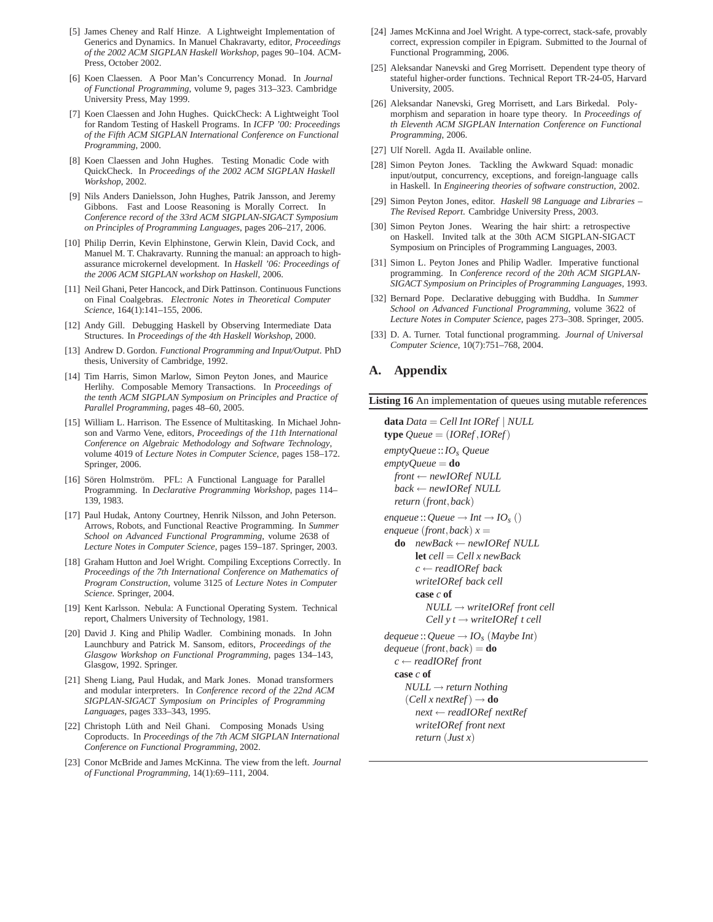[5] James Cheney and Ralf Hinze. A Lightweight Implementation of Generics and Dynamics. In Manuel Chakravarty, editor, *Proceedings of the 2002 ACM SIGPLAN Haskell Workshop*, pages 90–104. ACM-Press, October 2002.

[6] Koen Claessen. A Poor Man's Concurrency Monad. In *Journal of Functional Programming*, volume 9, pages 313–323. Cambridge University Press, May 1999.

[7] Koen Claessen and John Hughes. QuickCheck: A Lightweight Tool for Random Testing of Haskell Programs. In *ICFP '00: Proceedings of the Fifth ACM SIGPLAN International Conference on Functional Programming*, 2000.

[8] Koen Claessen and John Hughes. Testing Monadic Code with QuickCheck. In *Proceedings of the 2002 ACM SIGPLAN Haskell Workshop*, 2002.

[9] Nils Anders Danielsson, John Hughes, Patrik Jansson, and Jeremy Gibbons. Fast and Loose Reasoning is Morally Correct. In *Conference record of the 33rd ACM SIGPLAN-SIGACT Symposium on Principles of Programming Languages*, pages 206–217, 2006.

[10] Philip Derrin, Kevin Elphinstone, Gerwin Klein, David Cock, and Manuel M. T. Chakravarty. Running the manual: an approach to high-assurance microkernel development. In *Haskell '06: Proceedings of the 2006 ACM SIGPLAN workshop on Haskell*, 2006.

[11] Neil Ghani, Peter Hancock, and Dirk Pattinson. Continuous Functions on Final Coalgebras. *Electronic Notes in Theoretical Computer Science*, 164(1):141–155, 2006.

[12] Andy Gill. Debugging Haskell by Observing Intermediate Data Structures. In *Proceedings of the 4th Haskell Workshop*, 2000.

[13] Andrew D. Gordon. *Functional Programming and Input/Output*. PhD thesis, University of Cambridge, 1992.

[14] Tim Harris, Simon Marlow, Simon Peyton Jones, and Maurice Herlihy. Composable Memory Transactions. In *Proceedings of the tenth ACM SIGPLAN Symposium on Principles and Practice of Parallel Programming*, pages 48–60, 2005.

[15] William L. Harrison. The Essence of Multitasking. In Michael Johnson and Varmo Vene, editors, *Proceedings of the 11th International Conference on Algebraic Methodology and Software Technology*, volume 4019 of *Lecture Notes in Computer Science*, pages 158–172. Springer, 2006.

[16] Sören Holmström. PFL: A Functional Language for Parallel Programming. In *Declarative Programming Workshop*, pages 114–139, 1983.

[17] Paul Hudak, Antony Courtney, Henrik Nilsson, and John Peterson. Arrows, Robots, and Functional Reactive Programming. In *Summer School on Advanced Functional Programming*, volume 2638 of *Lecture Notes in Computer Science*, pages 159–187. Springer, 2003.

[18] Graham Hutton and Joel Wright. Compiling Exceptions Correctly. In *Proceedings of the 7th International Conference on Mathematics of Program Construction*, volume 3125 of *Lecture Notes in Computer Science*. Springer, 2004.

[19] Kent Karlsson. Nebula: A Functional Operating System. Technical report, Chalmers University of Technology, 1981.

[20] David J. King and Philip Wadler. Combining monads. In John Launchbury and Patrick M. Sansom, editors, *Proceedings of the Glasgow Workshop on Functional Programming*, pages 134–143, Glasgow, 1992. Springer.

[21] Sheng Liang, Paul Hudak, and Mark Jones. Monad transformers and modular interpreters. In *Conference record of the 22nd ACM SIGPLAN-SIGACT Symposium on Principles of Programming Languages*, pages 333–343, 1995.

[22] Christoph Lüth and Neil Ghani. Composing Monads Using Coproducts. In *Proceedings of the 7th ACM SIGPLAN International Conference on Functional Programming*, 2002.

[23] Conor McBride and James McKinna. The view from the left. *Journal of Functional Programming*, 14(1):69–111, 2004.

[24] James McKinna and Joel Wright. A type-correct, stack-safe, provably correct, expression compiler in Epigram. Submitted to the Journal of Functional Programming, 2006.

[25] Aleksandar Nanevski and Greg Morrisett. Dependent type theory of stateful higher-order functions. Technical Report TR-24-05, Harvard University, 2005.

[26] Aleksandar Nanevski, Greg Morrisett, and Lars Birkedal. Polymorphism and separation in hoare type theory. In *Proceedings of th Eleventh ACM SIGPLAN Internation Conference on Functional Programming*, 2006.

[27] Ulf Norell. Agda II. Available online.

[28] Simon Peyton Jones. Tackling the Awkward Squad: monadic input/output, concurrency, exceptions, and foreign-language calls in Haskell. In *Engineering theories of software construction*, 2002.

[29] Simon Peyton Jones, editor. *Haskell 98 Language and Libraries – The Revised Report*. Cambridge University Press, 2003.

[30] Simon Peyton Jones. Wearing the hair shirt: a retrospective on Haskell. Invited talk at the 30th ACM SIGPLAN-SIGACT Symposium on Principles of Programming Languages, 2003.

[31] Simon L. Peyton Jones and Philip Wadler. Imperative functional programming. In *Conference record of the 20th ACM SIGPLAN-SIGACT Symposium on Principles of Programming Languages*, 1993.

[32] Bernard Pope. Declarative debugging with Buddha. In *Summer School on Advanced Functional Programming*, volume 3622 of *Lecture Notes in Computer Science*, pages 273–308. Springer, 2005.

[33] D. A. Turner. Total functional programming. *Journal of Universal Computer Science*, 10(7):751–768, 2004.

# A. Appendix

**Listing 16** An implementation of queues using mutable references

```
data Data = Cell Int IORef | NULL
type Queue = (IORef, IORef)

emptyQueue :: IO_s Queue
emptyQueue = do
  front ← newIORef NULL
  back ← newIORef NULL
  return (front, back)

enqueue :: Queue → Int → IO_s ()
enqueue (front, back) x =
  do newBack ← newIORef NULL
     let cell = Cell x newBack
     c ← readIORef back
     writeIORef back cell
     case c of
       NULL → writeIORef front cell
       Cell y t → writeIORef t cell

dequeue :: Queue → IO_s (Maybe Int)
dequeue (front, back) = do
  c ← readIORef front
  case c of
    NULL → return Nothing
    (Cell x nextRef) → do
      next ← readIORef nextRef
      writeIORef front next
      return (Just x)
```